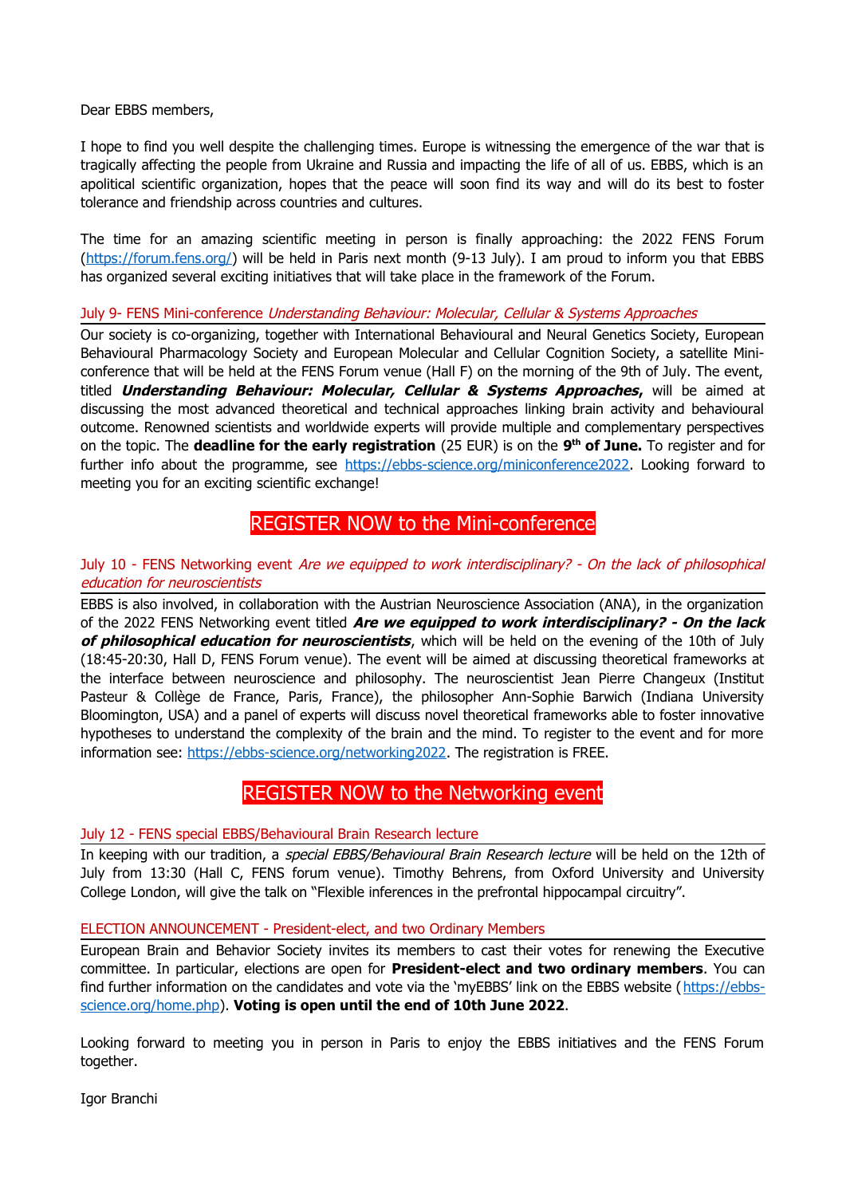Dear EBBS members,

I hope to find you well despite the challenging times. Europe is witnessing the emergence of the war that is tragically affecting the people from Ukraine and Russia and impacting the life of all of us. EBBS, which is an apolitical scientific organization, hopes that the peace will soon find its way and will do its best to foster tolerance and friendship across countries and cultures.

The time for an amazing scientific meeting in person is finally approaching: the 2022 FENS Forum (https://forum.fens.org/) will be held in Paris next month (9-13 July). I am proud to inform you that EBBS has organized several exciting initiatives that will take place in the framework of the Forum.

## July 9- FENS Mini-conference *Understanding Behaviour: Molecular, Cellular & Systems Approaches*

Our society is co-organizing, together with International Behavioural and Neural Genetics Society, European Behavioural Pharmacology Society and European Molecular and Cellular Cognition Society, a satellite Mini-conference that will be held at the FENS Forum venue (Hall F) on the morning of the 9th of July. The event, titled ***Understanding Behaviour: Molecular, Cellular & Systems Approaches***, will be aimed at discussing the most advanced theoretical and technical approaches linking brain activity and behavioural outcome. Renowned scientists and worldwide experts will provide multiple and complementary perspectives on the topic. The **deadline for the early registration** (25 EUR) is on the **9th of June.** To register and for further info about the programme, see https://ebbs-science.org/miniconference2022. Looking forward to meeting you for an exciting scientific exchange!

**REGISTER NOW to the Mini-conference**

## July 10 - FENS Networking event *Are we equipped to work interdisciplinary? - On the lack of philosophical education for neuroscientists*

EBBS is also involved, in collaboration with the Austrian Neuroscience Association (ANA), in the organization of the 2022 FENS Networking event titled ***Are we equipped to work interdisciplinary? - On the lack of philosophical education for neuroscientists***, which will be held on the evening of the 10th of July (18:45-20:30, Hall D, FENS Forum venue). The event will be aimed at discussing theoretical frameworks at the interface between neuroscience and philosophy. The neuroscientist Jean Pierre Changeux (Institut Pasteur & Collège de France, Paris, France), the philosopher Ann-Sophie Barwich (Indiana University Bloomington, USA) and a panel of experts will discuss novel theoretical frameworks able to foster innovative hypotheses to understand the complexity of the brain and the mind. To register to the event and for more information see: https://ebbs-science.org/networking2022. The registration is FREE.

**REGISTER NOW to the Networking event**

## July 12 - FENS special EBBS/Behavioural Brain Research lecture

In keeping with our tradition, a *special EBBS/Behavioural Brain Research lecture* will be held on the 12th of July from 13:30 (Hall C, FENS forum venue). Timothy Behrens, from Oxford University and University College London, will give the talk on "Flexible inferences in the prefrontal hippocampal circuitry".

## ELECTION ANNOUNCEMENT - President-elect, and two Ordinary Members

European Brain and Behavior Society invites its members to cast their votes for renewing the Executive committee. In particular, elections are open for **President-elect and two ordinary members**. You can find further information on the candidates and vote via the 'myEBBS' link on the EBBS website (https://ebbs-science.org/home.php). **Voting is open until the end of 10th June 2022**.

Looking forward to meeting you in person in Paris to enjoy the EBBS initiatives and the FENS Forum together.

Igor Branchi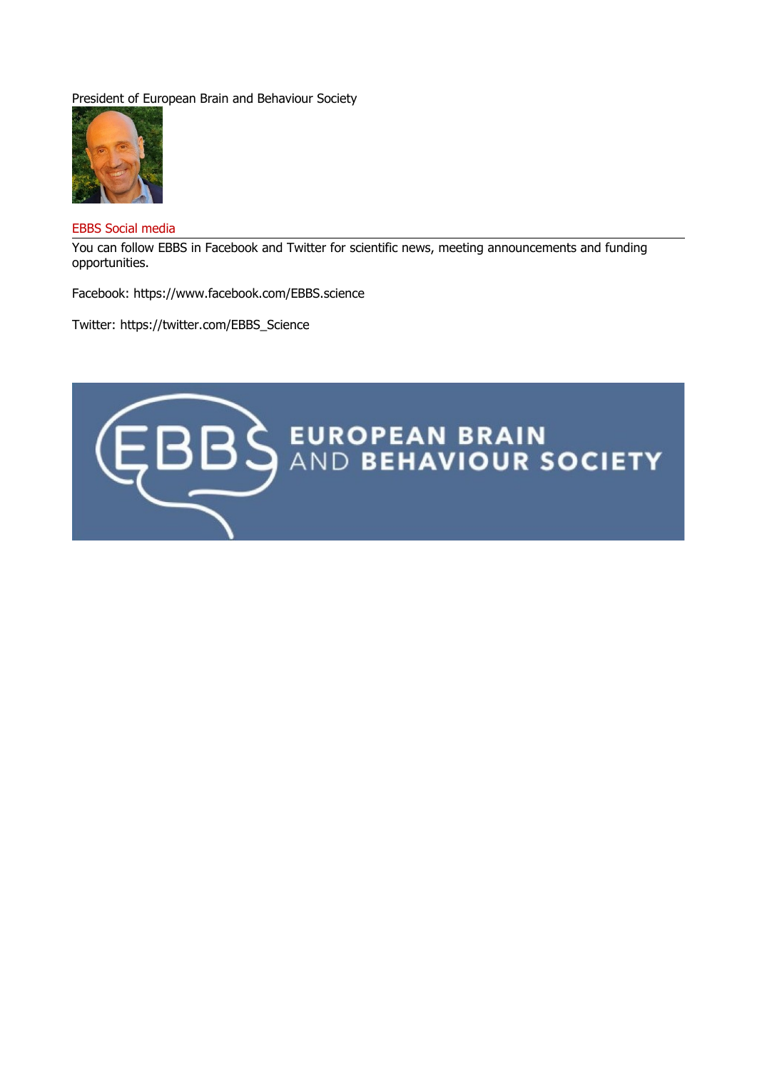President of European Brain and Behaviour Society

## EBBS Social media

You can follow EBBS in Facebook and Twitter for scientific news, meeting announcements and funding opportunities.

Facebook: https://www.facebook.com/EBBS.science

Twitter: https://twitter.com/EBBS_Science